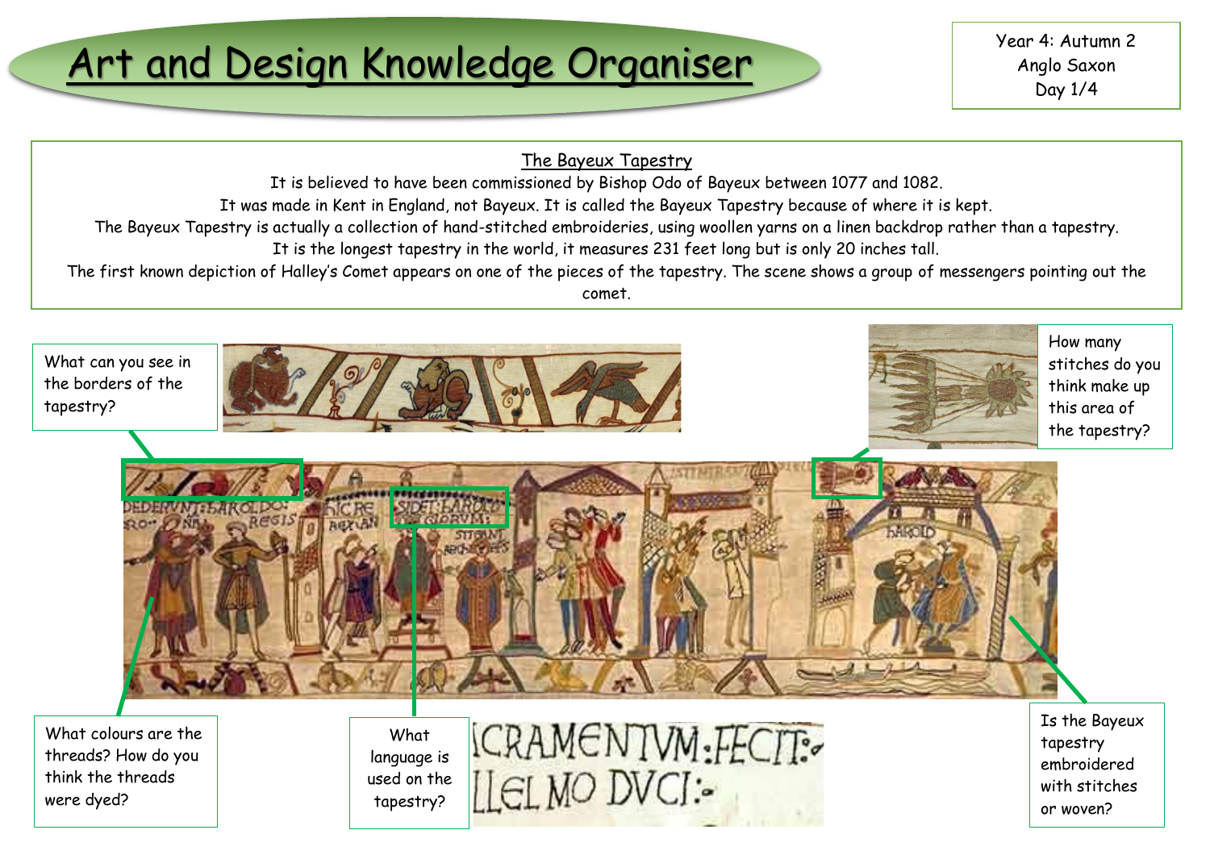# Art and Design Knowledge Organiser

Year 4: Autumn 2
Anglo Saxon
Day 1/4

## The Bayeux Tapestry

It is believed to have been commissioned by Bishop Odo of Bayeux between 1077 and 1082.

It was made in Kent in England, not Bayeux. It is called the Bayeux Tapestry because of where it is kept.

The Bayeux Tapestry is actually a collection of hand-stitched embroideries, using woollen yarns on a linen backdrop rather than a tapestry.

It is the longest tapestry in the world, it measures 231 feet long but is only 20 inches tall.

The first known depiction of Halley's Comet appears on one of the pieces of the tapestry. The scene shows a group of messengers pointing out the comet.

What can you see in the borders of the tapestry?

How many stitches do you think make up this area of the tapestry?

What colours are the threads? How do you think the threads were dyed?

What language is used on the tapestry?

Is the Bayeux tapestry embroidered with stitches or woven?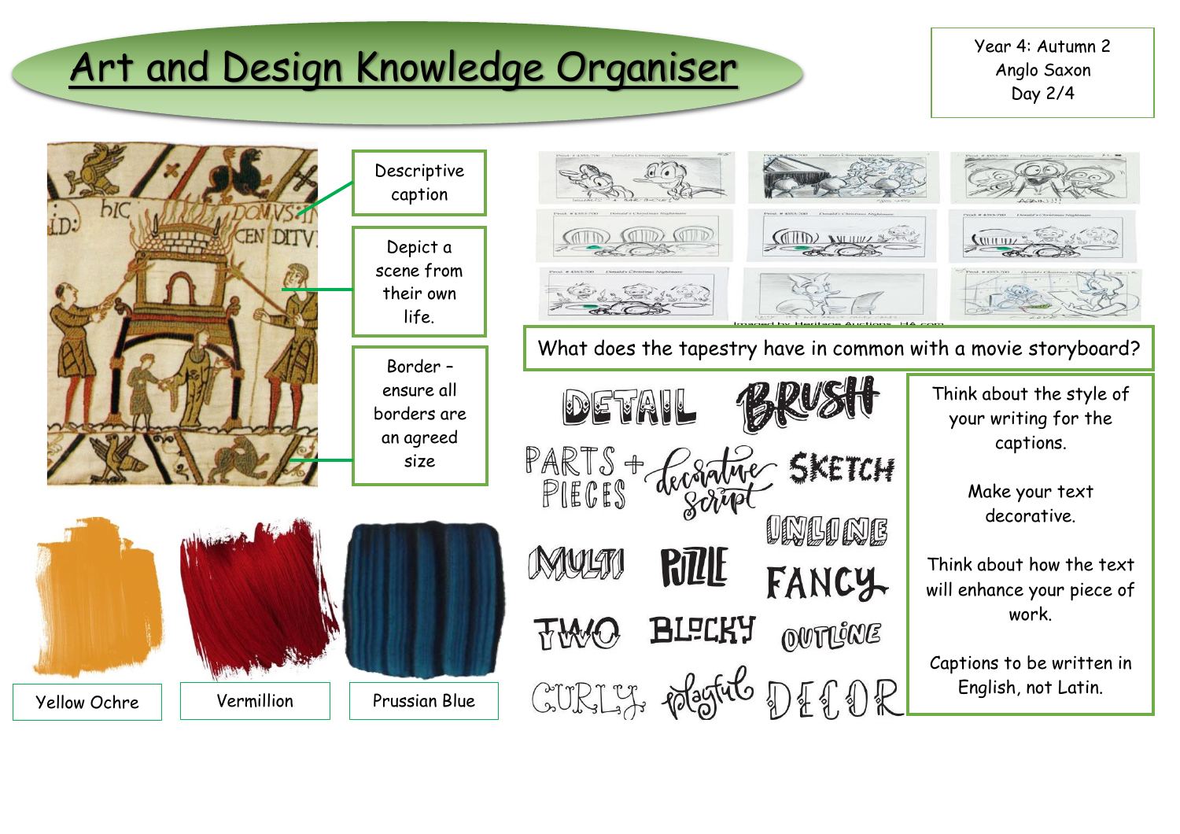# Art and Design Knowledge Organiser

Year 4: Autumn 2
Anglo Saxon
Day 2/4

Descriptive caption

Depict a scene from their own life.

Border – ensure all borders are an agreed size

Yellow Ochre

Vermillion

Prussian Blue

What does the tapestry have in common with a movie storyboard?

DETAIL BRUSH PARTS + PIECES decorative script SKETCH INLINE MULTI PUZZLE FANCY TWO BLOCKY OUTLINE CURLY playful DECOR

Think about the style of your writing for the captions.

Make your text decorative.

Think about how the text will enhance your piece of work.

Captions to be written in English, not Latin.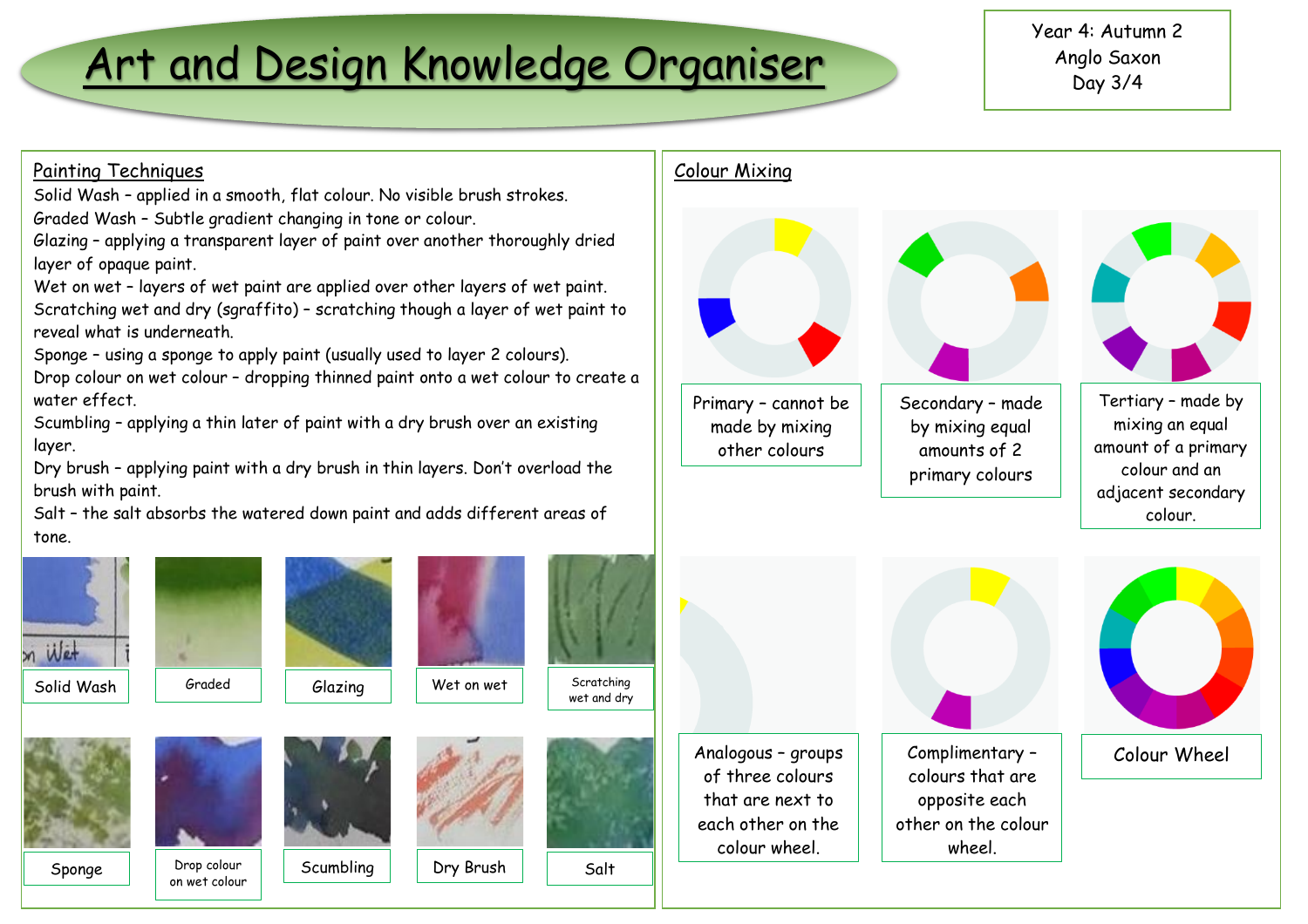# Art and Design Knowledge Organiser

Year 4: Autumn 2
Anglo Saxon
Day 3/4

## Painting Techniques

Solid Wash – applied in a smooth, flat colour. No visible brush strokes.
Graded Wash – Subtle gradient changing in tone or colour.
Glazing – applying a transparent layer of paint over another thoroughly dried layer of opaque paint.
Wet on wet – layers of wet paint are applied over other layers of wet paint.
Scratching wet and dry (sgraffito) – scratching though a layer of wet paint to reveal what is underneath.
Sponge – using a sponge to apply paint (usually used to layer 2 colours).
Drop colour on wet colour – dropping thinned paint onto a wet colour to create a water effect.
Scumbling – applying a thin later of paint with a dry brush over an existing layer.
Dry brush – applying paint with a dry brush in thin layers. Don't overload the brush with paint.
Salt – the salt absorbs the watered down paint and adds different areas of tone.

Solid Wash | Graded | Glazing | Wet on wet | Scratching wet and dry

Sponge | Drop colour on wet colour | Scumbling | Dry Brush | Salt

## Colour Mixing

Primary – cannot be made by mixing other colours

Secondary – made by mixing equal amounts of 2 primary colours

Tertiary – made by mixing an equal amount of a primary colour and an adjacent secondary colour.

Analogous – groups of three colours that are next to each other on the colour wheel.

Complimentary – colours that are opposite each other on the colour wheel.

Colour Wheel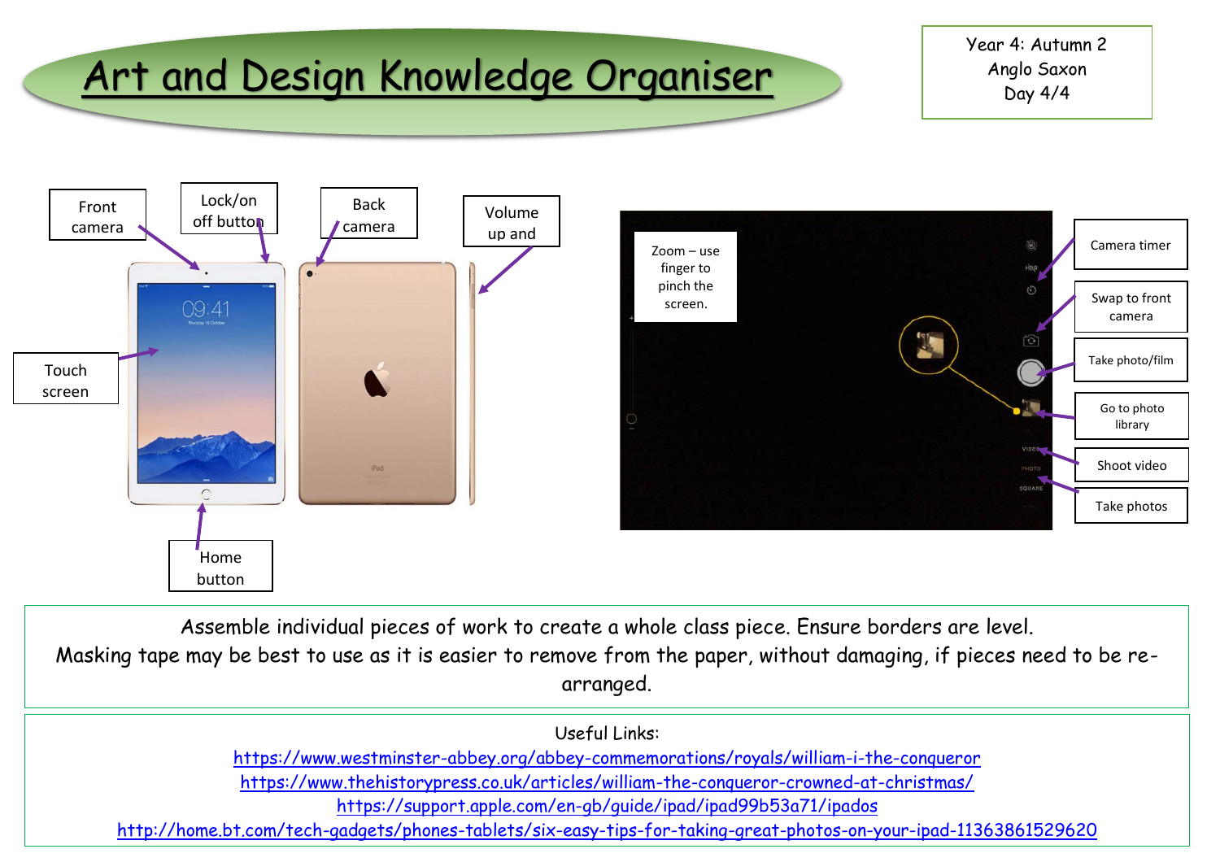# Art and Design Knowledge Organiser

Year 4: Autumn 2
Anglo Saxon
Day 4/4

Front camera

Lock/on off button

Back camera

Volume up and

Touch screen

Home button

Zoom – use finger to pinch the screen.

Camera timer

Swap to front camera

Take photo/film

Go to photo library

Shoot video

Take photos

Assemble individual pieces of work to create a whole class piece. Ensure borders are level.
Masking tape may be best to use as it is easier to remove from the paper, without damaging, if pieces need to be re-arranged.

Useful Links:
https://www.westminster-abbey.org/abbey-commemorations/royals/william-i-the-conqueror
https://www.thehistorypress.co.uk/articles/william-the-conqueror-crowned-at-christmas/
https://support.apple.com/en-gb/guide/ipad/ipad99b53a71/ipados
http://home.bt.com/tech-gadgets/phones-tablets/six-easy-tips-for-taking-great-photos-on-your-ipad-11363861529620